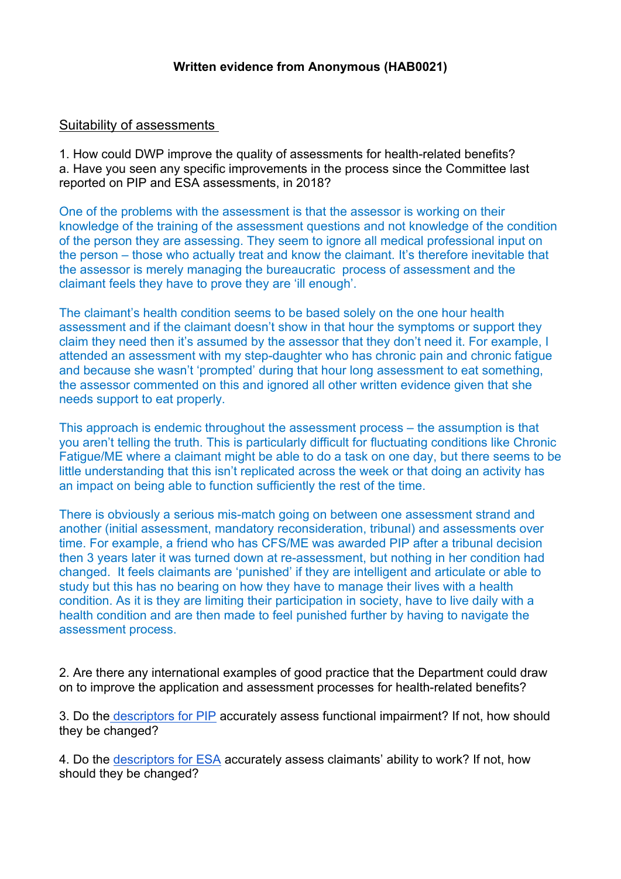**Written evidence from Anonymous (HAB0021)**

Suitability of assessments

1. How could DWP improve the quality of assessments for health-related benefits?
a. Have you seen any specific improvements in the process since the Committee last reported on PIP and ESA assessments, in 2018?

One of the problems with the assessment is that the assessor is working on their knowledge of the training of the assessment questions and not knowledge of the condition of the person they are assessing. They seem to ignore all medical professional input on the person – those who actually treat and know the claimant. It's therefore inevitable that the assessor is merely managing the bureaucratic process of assessment and the claimant feels they have to prove they are 'ill enough'.

The claimant's health condition seems to be based solely on the one hour health assessment and if the claimant doesn't show in that hour the symptoms or support they claim they need then it's assumed by the assessor that they don't need it. For example, I attended an assessment with my step-daughter who has chronic pain and chronic fatigue and because she wasn't 'prompted' during that hour long assessment to eat something, the assessor commented on this and ignored all other written evidence given that she needs support to eat properly.

This approach is endemic throughout the assessment process – the assumption is that you aren't telling the truth. This is particularly difficult for fluctuating conditions like Chronic Fatigue/ME where a claimant might be able to do a task on one day, but there seems to be little understanding that this isn't replicated across the week or that doing an activity has an impact on being able to function sufficiently the rest of the time.

There is obviously a serious mis-match going on between one assessment strand and another (initial assessment, mandatory reconsideration, tribunal) and assessments over time. For example, a friend who has CFS/ME was awarded PIP after a tribunal decision then 3 years later it was turned down at re-assessment, but nothing in her condition had changed. It feels claimants are 'punished' if they are intelligent and articulate or able to study but this has no bearing on how they have to manage their lives with a health condition. As it is they are limiting their participation in society, have to live daily with a health condition and are then made to feel punished further by having to navigate the assessment process.

2. Are there any international examples of good practice that the Department could draw on to improve the application and assessment processes for health-related benefits?

3. Do the descriptors for PIP accurately assess functional impairment? If not, how should they be changed?

4. Do the descriptors for ESA accurately assess claimants' ability to work? If not, how should they be changed?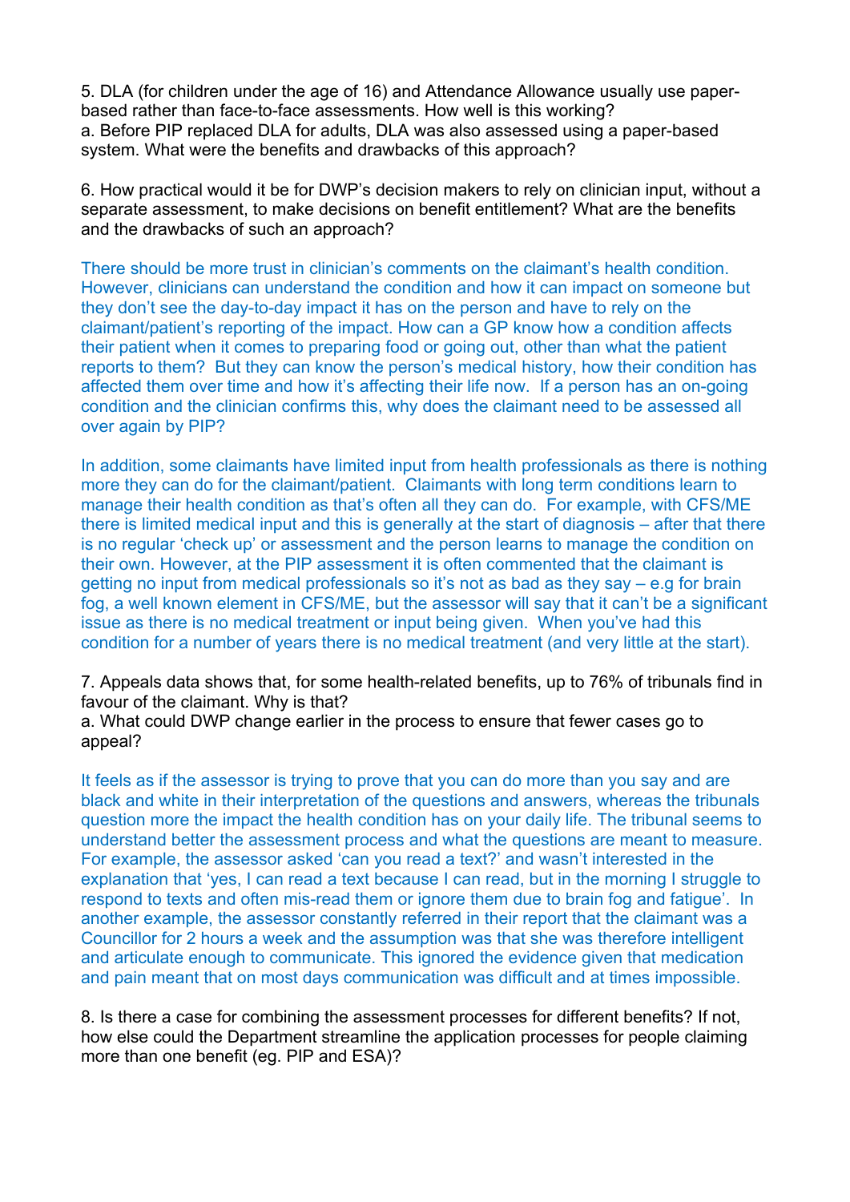5. DLA (for children under the age of 16) and Attendance Allowance usually use paper-based rather than face-to-face assessments. How well is this working?

a. Before PIP replaced DLA for adults, DLA was also assessed using a paper-based system. What were the benefits and drawbacks of this approach?

6. How practical would it be for DWP's decision makers to rely on clinician input, without a separate assessment, to make decisions on benefit entitlement? What are the benefits and the drawbacks of such an approach?

There should be more trust in clinician's comments on the claimant's health condition. However, clinicians can understand the condition and how it can impact on someone but they don't see the day-to-day impact it has on the person and have to rely on the claimant/patient's reporting of the impact. How can a GP know how a condition affects their patient when it comes to preparing food or going out, other than what the patient reports to them? But they can know the person's medical history, how their condition has affected them over time and how it's affecting their life now. If a person has an on-going condition and the clinician confirms this, why does the claimant need to be assessed all over again by PIP?

In addition, some claimants have limited input from health professionals as there is nothing more they can do for the claimant/patient. Claimants with long term conditions learn to manage their health condition as that's often all they can do. For example, with CFS/ME there is limited medical input and this is generally at the start of diagnosis – after that there is no regular 'check up' or assessment and the person learns to manage the condition on their own. However, at the PIP assessment it is often commented that the claimant is getting no input from medical professionals so it's not as bad as they say – e.g for brain fog, a well known element in CFS/ME, but the assessor will say that it can't be a significant issue as there is no medical treatment or input being given. When you've had this condition for a number of years there is no medical treatment (and very little at the start).

7. Appeals data shows that, for some health-related benefits, up to 76% of tribunals find in favour of the claimant. Why is that?

a. What could DWP change earlier in the process to ensure that fewer cases go to appeal?

It feels as if the assessor is trying to prove that you can do more than you say and are black and white in their interpretation of the questions and answers, whereas the tribunals question more the impact the health condition has on your daily life. The tribunal seems to understand better the assessment process and what the questions are meant to measure. For example, the assessor asked 'can you read a text?' and wasn't interested in the explanation that 'yes, I can read a text because I can read, but in the morning I struggle to respond to texts and often mis-read them or ignore them due to brain fog and fatigue'. In another example, the assessor constantly referred in their report that the claimant was a Councillor for 2 hours a week and the assumption was that she was therefore intelligent and articulate enough to communicate. This ignored the evidence given that medication and pain meant that on most days communication was difficult and at times impossible.

8. Is there a case for combining the assessment processes for different benefits? If not, how else could the Department streamline the application processes for people claiming more than one benefit (eg. PIP and ESA)?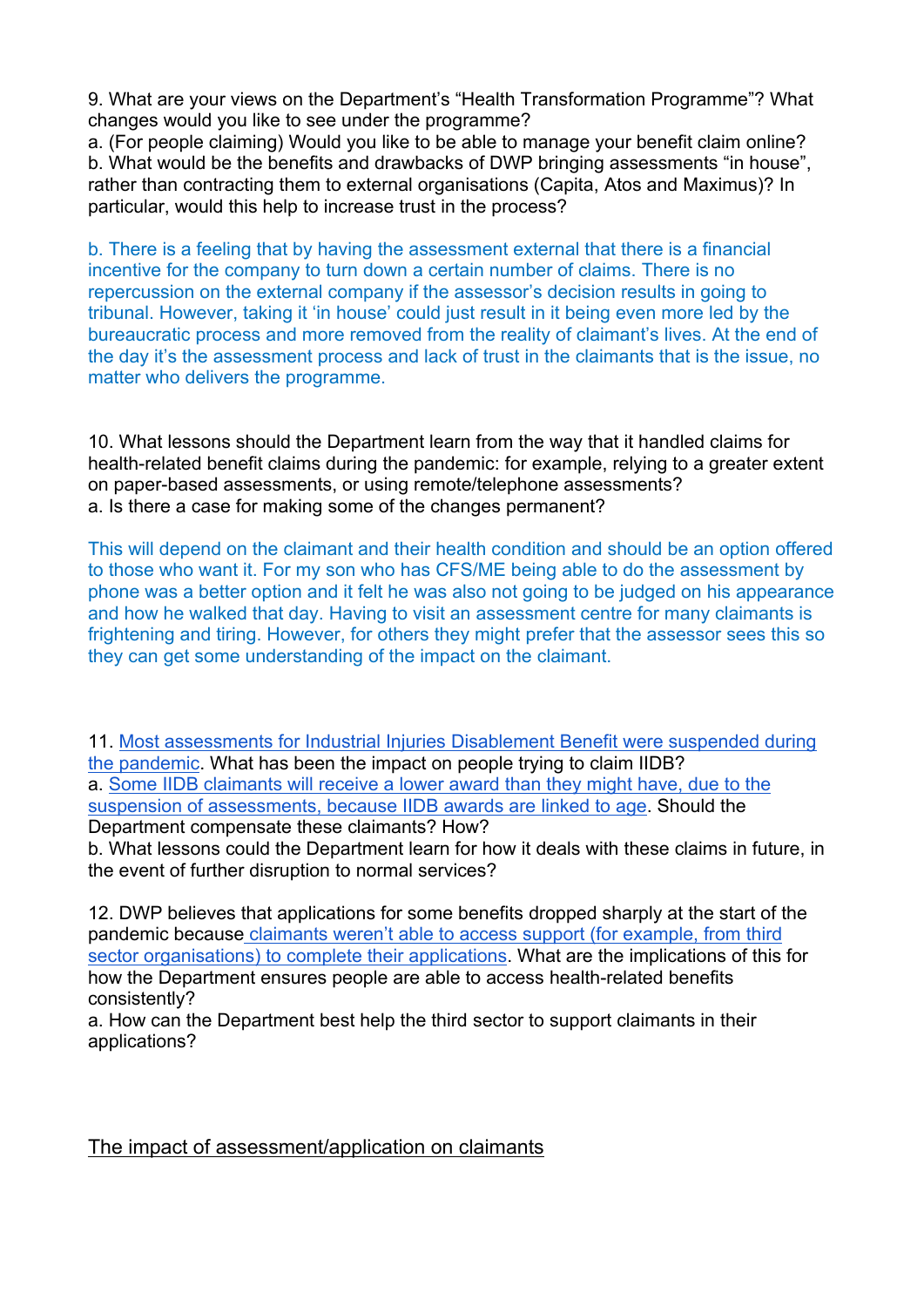9. What are your views on the Department's "Health Transformation Programme"? What changes would you like to see under the programme?

a. (For people claiming) Would you like to be able to manage your benefit claim online?

b. What would be the benefits and drawbacks of DWP bringing assessments "in house", rather than contracting them to external organisations (Capita, Atos and Maximus)? In particular, would this help to increase trust in the process?

b. There is a feeling that by having the assessment external that there is a financial incentive for the company to turn down a certain number of claims. There is no repercussion on the external company if the assessor's decision results in going to tribunal. However, taking it 'in house' could just result in it being even more led by the bureaucratic process and more removed from the reality of claimant's lives. At the end of the day it's the assessment process and lack of trust in the claimants that is the issue, no matter who delivers the programme.

10. What lessons should the Department learn from the way that it handled claims for health-related benefit claims during the pandemic: for example, relying to a greater extent on paper-based assessments, or using remote/telephone assessments?

a. Is there a case for making some of the changes permanent?

This will depend on the claimant and their health condition and should be an option offered to those who want it. For my son who has CFS/ME being able to do the assessment by phone was a better option and it felt he was also not going to be judged on his appearance and how he walked that day. Having to visit an assessment centre for many claimants is frightening and tiring. However, for others they might prefer that the assessor sees this so they can get some understanding of the impact on the claimant.

11. Most assessments for Industrial Injuries Disablement Benefit were suspended during the pandemic. What has been the impact on people trying to claim IIDB?

a. Some IIDB claimants will receive a lower award than they might have, due to the suspension of assessments, because IIDB awards are linked to age. Should the Department compensate these claimants? How?

b. What lessons could the Department learn for how it deals with these claims in future, in the event of further disruption to normal services?

12. DWP believes that applications for some benefits dropped sharply at the start of the pandemic because claimants weren't able to access support (for example, from third sector organisations) to complete their applications. What are the implications of this for how the Department ensures people are able to access health-related benefits consistently?

a. How can the Department best help the third sector to support claimants in their applications?

The impact of assessment/application on claimants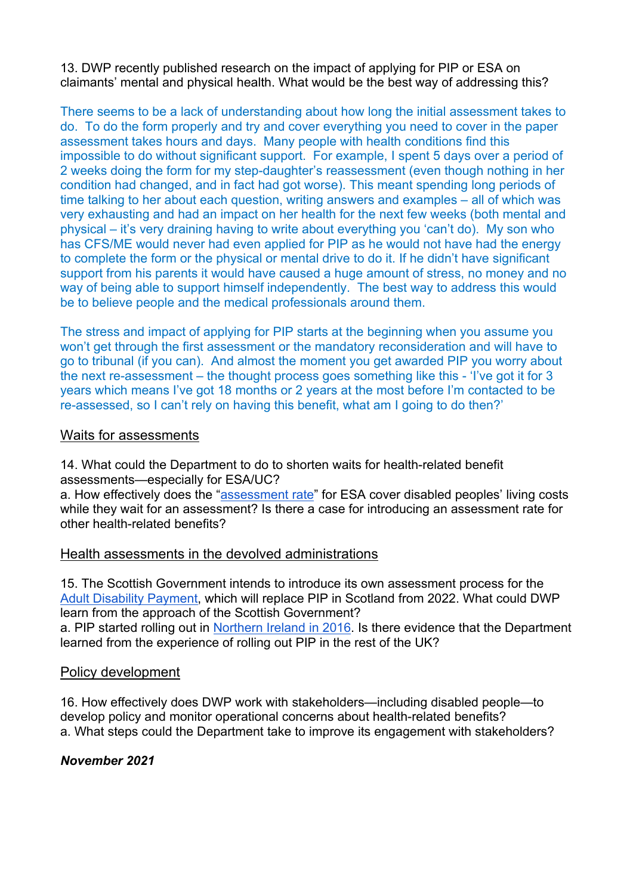13. DWP recently published research on the impact of applying for PIP or ESA on claimants' mental and physical health. What would be the best way of addressing this?

There seems to be a lack of understanding about how long the initial assessment takes to do. To do the form properly and try and cover everything you need to cover in the paper assessment takes hours and days. Many people with health conditions find this impossible to do without significant support. For example, I spent 5 days over a period of 2 weeks doing the form for my step-daughter's reassessment (even though nothing in her condition had changed, and in fact had got worse). This meant spending long periods of time talking to her about each question, writing answers and examples – all of which was very exhausting and had an impact on her health for the next few weeks (both mental and physical – it's very draining having to write about everything you 'can't do). My son who has CFS/ME would never had even applied for PIP as he would not have had the energy to complete the form or the physical or mental drive to do it. If he didn't have significant support from his parents it would have caused a huge amount of stress, no money and no way of being able to support himself independently. The best way to address this would be to believe people and the medical professionals around them.

The stress and impact of applying for PIP starts at the beginning when you assume you won't get through the first assessment or the mandatory reconsideration and will have to go to tribunal (if you can). And almost the moment you get awarded PIP you worry about the next re-assessment – the thought process goes something like this - 'I've got it for 3 years which means I've got 18 months or 2 years at the most before I'm contacted to be re-assessed, so I can't rely on having this benefit, what am I going to do then?'

## Waits for assessments

14. What could the Department to do to shorten waits for health-related benefit assessments—especially for ESA/UC?

a. How effectively does the "assessment rate" for ESA cover disabled peoples' living costs while they wait for an assessment? Is there a case for introducing an assessment rate for other health-related benefits?

## Health assessments in the devolved administrations

15. The Scottish Government intends to introduce its own assessment process for the Adult Disability Payment, which will replace PIP in Scotland from 2022. What could DWP learn from the approach of the Scottish Government?

a. PIP started rolling out in Northern Ireland in 2016. Is there evidence that the Department learned from the experience of rolling out PIP in the rest of the UK?

## Policy development

16. How effectively does DWP work with stakeholders—including disabled people—to develop policy and monitor operational concerns about health-related benefits?

a. What steps could the Department take to improve its engagement with stakeholders?

***November 2021***